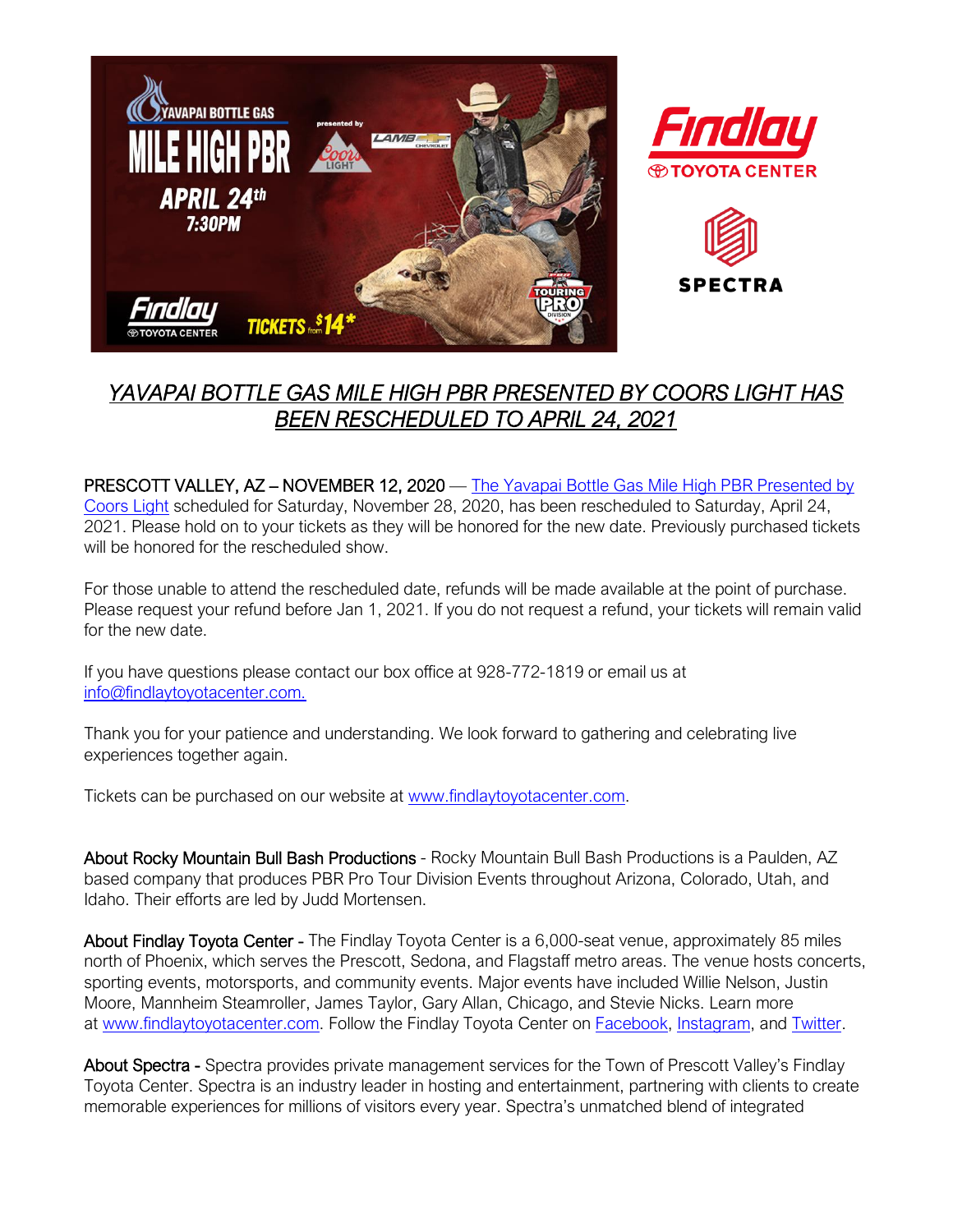# *YAVAPAI BOTTLE GAS MILE HIGH PBR PRESENTED BY COORS LIGHT HAS BEEN RESCHEDULED TO APRIL 24, 2021*

PRESCOTT VALLEY, AZ – NOVEMBER 12, 2020 — The Yavapai Bottle Gas Mile High PBR Presented by Coors Light scheduled for Saturday, November 28, 2020, has been rescheduled to Saturday, April 24, 2021. Please hold on to your tickets as they will be honored for the new date. Previously purchased tickets will be honored for the rescheduled show.

For those unable to attend the rescheduled date, refunds will be made available at the point of purchase. Please request your refund before Jan 1, 2021. If you do not request a refund, your tickets will remain valid for the new date.

If you have questions please contact our box office at 928-772-1819 or email us at info@findlaytoyotacenter.com.

Thank you for your patience and understanding. We look forward to gathering and celebrating live experiences together again.

Tickets can be purchased on our website at www.findlaytoyotacenter.com.

**About Rocky Mountain Bull Bash Productions** - Rocky Mountain Bull Bash Productions is a Paulden, AZ based company that produces PBR Pro Tour Division Events throughout Arizona, Colorado, Utah, and Idaho. Their efforts are led by Judd Mortensen.

**About Findlay Toyota Center** - The Findlay Toyota Center is a 6,000-seat venue, approximately 85 miles north of Phoenix, which serves the Prescott, Sedona, and Flagstaff metro areas. The venue hosts concerts, sporting events, motorsports, and community events. Major events have included Willie Nelson, Justin Moore, Mannheim Steamroller, James Taylor, Gary Allan, Chicago, and Stevie Nicks. Learn more at www.findlaytoyotacenter.com. Follow the Findlay Toyota Center on Facebook, Instagram, and Twitter.

**About Spectra** - Spectra provides private management services for the Town of Prescott Valley's Findlay Toyota Center. Spectra is an industry leader in hosting and entertainment, partnering with clients to create memorable experiences for millions of visitors every year. Spectra's unmatched blend of integrated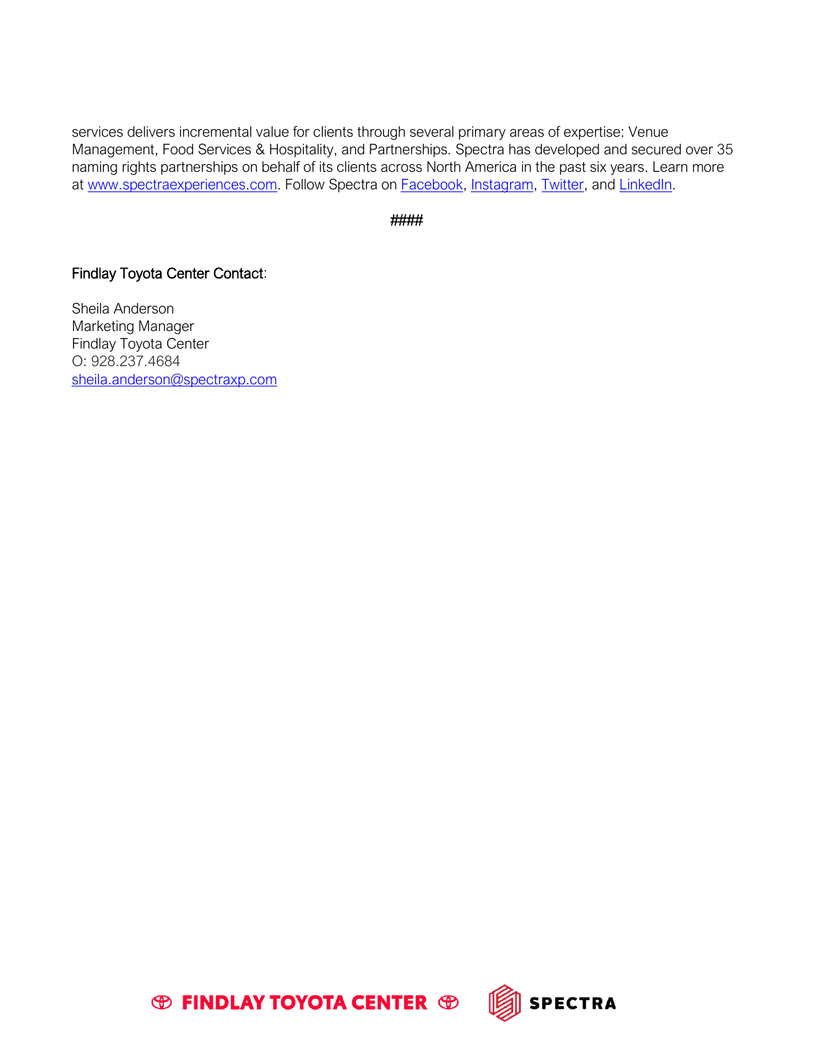services delivers incremental value for clients through several primary areas of expertise: Venue Management, Food Services & Hospitality, and Partnerships. Spectra has developed and secured over 35 naming rights partnerships on behalf of its clients across North America in the past six years. Learn more at www.spectraexperiences.com. Follow Spectra on Facebook, Instagram, Twitter, and LinkedIn.

####

Findlay Toyota Center Contact:

Sheila Anderson
Marketing Manager
Findlay Toyota Center
O: 928.237.4684
sheila.anderson@spectraxp.com

FINDLAY TOYOTA CENTER SPECTRA